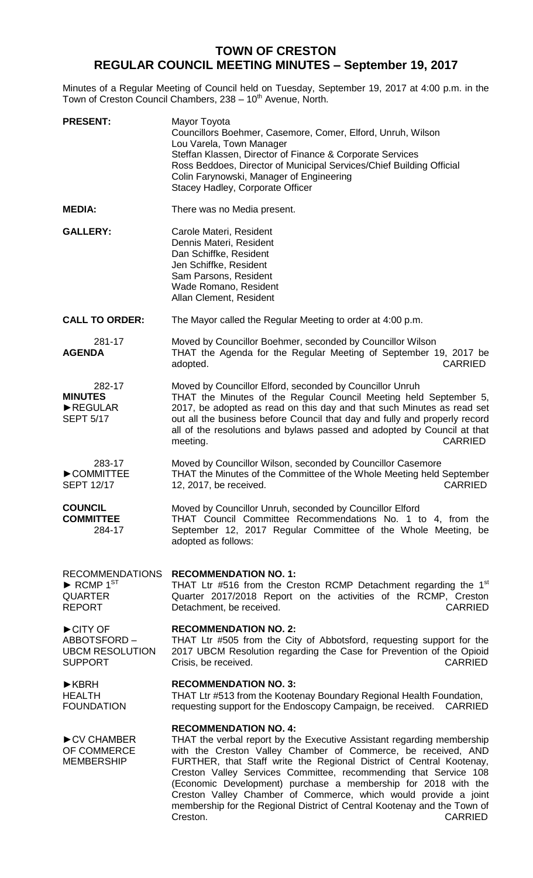# TOWN OF CRESTON
## REGULAR COUNCIL MEETING MINUTES – September 19, 2017

Minutes of a Regular Meeting of Council held on Tuesday, September 19, 2017 at 4:00 p.m. in the Town of Creston Council Chambers, 238 – 10th Avenue, North.

**PRESENT:**
Mayor Toyota
Councillors Boehmer, Casemore, Comer, Elford, Unruh, Wilson
Lou Varela, Town Manager
Steffan Klassen, Director of Finance & Corporate Services
Ross Beddoes, Director of Municipal Services/Chief Building Official
Colin Farynowski, Manager of Engineering
Stacey Hadley, Corporate Officer

**MEDIA:** There was no Media present.

**GALLERY:**
Carole Materi, Resident
Dennis Materi, Resident
Dan Schiffke, Resident
Jen Schiffke, Resident
Sam Parsons, Resident
Wade Romano, Resident
Allan Clement, Resident

**CALL TO ORDER:** The Mayor called the Regular Meeting to order at 4:00 p.m.

281-17
**AGENDA**

Moved by Councillor Boehmer, seconded by Councillor Wilson
THAT the Agenda for the Regular Meeting of September 19, 2017 be adopted. CARRIED

282-17
**MINUTES**
►REGULAR SEPT 5/17

Moved by Councillor Elford, seconded by Councillor Unruh
THAT the Minutes of the Regular Council Meeting held September 5, 2017, be adopted as read on this day and that such Minutes as read set out all the business before Council that day and fully and properly record all of the resolutions and bylaws passed and adopted by Council at that meeting. CARRIED

283-17
►COMMITTEE SEPT 12/17

Moved by Councillor Wilson, seconded by Councillor Casemore
THAT the Minutes of the Committee of the Whole Meeting held September 12, 2017, be received. CARRIED

**COUNCIL COMMITTEE**
284-17

Moved by Councillor Unruh, seconded by Councillor Elford
THAT Council Committee Recommendations No. 1 to 4, from the September 12, 2017 Regular Committee of the Whole Meeting, be adopted as follows:

RECOMMENDATIONS
► RCMP 1ST QUARTER REPORT

**RECOMMENDATION NO. 1:**
THAT Ltr #516 from the Creston RCMP Detachment regarding the 1st Quarter 2017/2018 Report on the activities of the RCMP, Creston Detachment, be received. CARRIED

►CITY OF ABBOTSFORD – UBCM RESOLUTION SUPPORT

**RECOMMENDATION NO. 2:**
THAT Ltr #505 from the City of Abbotsford, requesting support for the 2017 UBCM Resolution regarding the Case for Prevention of the Opioid Crisis, be received. CARRIED

►KBRH HEALTH FOUNDATION

**RECOMMENDATION NO. 3:**
THAT Ltr #513 from the Kootenay Boundary Regional Health Foundation, requesting support for the Endoscopy Campaign, be received. CARRIED

►CV CHAMBER OF COMMERCE MEMBERSHIP

**RECOMMENDATION NO. 4:**
THAT the verbal report by the Executive Assistant regarding membership with the Creston Valley Chamber of Commerce, be received, AND FURTHER, that Staff write the Regional District of Central Kootenay, Creston Valley Services Committee, recommending that Service 108 (Economic Development) purchase a membership for 2018 with the Creston Valley Chamber of Commerce, which would provide a joint membership for the Regional District of Central Kootenay and the Town of Creston. CARRIED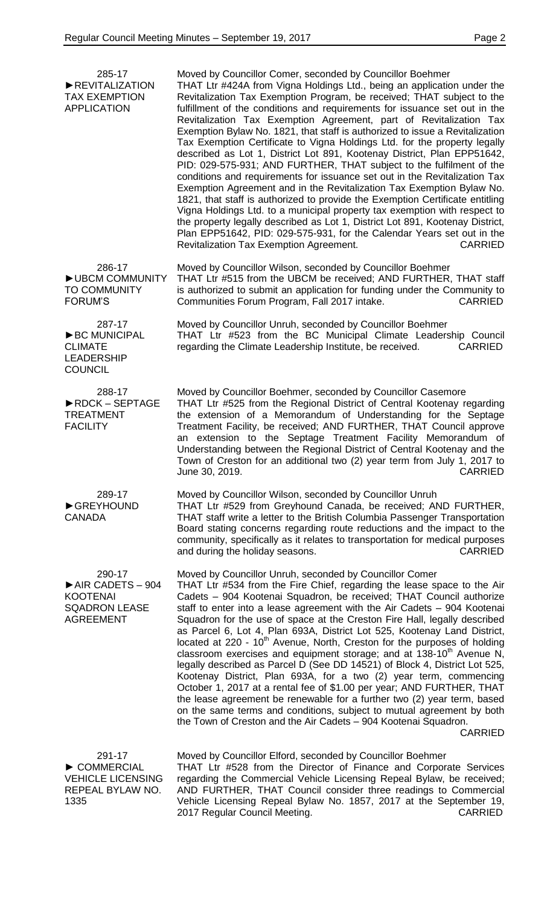**285-17**
**►REVITALIZATION TAX EXEMPTION APPLICATION**

Moved by Councillor Comer, seconded by Councillor Boehmer
THAT Ltr #424A from Vigna Holdings Ltd., being an application under the Revitalization Tax Exemption Program, be received; THAT subject to the fulfillment of the conditions and requirements for issuance set out in the Revitalization Tax Exemption Agreement, part of Revitalization Tax Exemption Bylaw No. 1821, that staff is authorized to issue a Revitalization Tax Exemption Certificate to Vigna Holdings Ltd. for the property legally described as Lot 1, District Lot 891, Kootenay District, Plan EPP51642, PID: 029-575-931; AND FURTHER, THAT subject to the fulfilment of the conditions and requirements for issuance set out in the Revitalization Tax Exemption Agreement and in the Revitalization Tax Exemption Bylaw No. 1821, that staff is authorized to provide the Exemption Certificate entitling Vigna Holdings Ltd. to a municipal property tax exemption with respect to the property legally described as Lot 1, District Lot 891, Kootenay District, Plan EPP51642, PID: 029-575-931, for the Calendar Years set out in the Revitalization Tax Exemption Agreement. CARRIED

**286-17**
**►UBCM COMMUNITY TO COMMUNITY FORUM'S**

Moved by Councillor Wilson, seconded by Councillor Boehmer
THAT Ltr #515 from the UBCM be received; AND FURTHER, THAT staff is authorized to submit an application for funding under the Community to Communities Forum Program, Fall 2017 intake. CARRIED

**287-17**
**►BC MUNICIPAL CLIMATE LEADERSHIP COUNCIL**

Moved by Councillor Unruh, seconded by Councillor Boehmer
THAT Ltr #523 from the BC Municipal Climate Leadership Council regarding the Climate Leadership Institute, be received. CARRIED

**288-17**
**►RDCK – SEPTAGE TREATMENT FACILITY**

Moved by Councillor Boehmer, seconded by Councillor Casemore
THAT Ltr #525 from the Regional District of Central Kootenay regarding the extension of a Memorandum of Understanding for the Septage Treatment Facility, be received; AND FURTHER, THAT Council approve an extension to the Septage Treatment Facility Memorandum of Understanding between the Regional District of Central Kootenay and the Town of Creston for an additional two (2) year term from July 1, 2017 to June 30, 2019. CARRIED

**289-17**
**►GREYHOUND CANADA**

Moved by Councillor Wilson, seconded by Councillor Unruh
THAT Ltr #529 from Greyhound Canada, be received; AND FURTHER, THAT staff write a letter to the British Columbia Passenger Transportation Board stating concerns regarding route reductions and the impact to the community, specifically as it relates to transportation for medical purposes and during the holiday seasons. CARRIED

**290-17**
**►AIR CADETS – 904 KOOTENAI SQADRON LEASE AGREEMENT**

Moved by Councillor Unruh, seconded by Councillor Comer
THAT Ltr #534 from the Fire Chief, regarding the lease space to the Air Cadets – 904 Kootenai Squadron, be received; THAT Council authorize staff to enter into a lease agreement with the Air Cadets – 904 Kootenai Squadron for the use of space at the Creston Fire Hall, legally described as Parcel 6, Lot 4, Plan 693A, District Lot 525, Kootenay Land District, located at 220 - 10th Avenue, North, Creston for the purposes of holding classroom exercises and equipment storage; and at 138-10th Avenue N, legally described as Parcel D (See DD 14521) of Block 4, District Lot 525, Kootenay District, Plan 693A, for a two (2) year term, commencing October 1, 2017 at a rental fee of $1.00 per year; AND FURTHER, THAT the lease agreement be renewable for a further two (2) year term, based on the same terms and conditions, subject to mutual agreement by both the Town of Creston and the Air Cadets – 904 Kootenai Squadron. CARRIED

**291-17**
**► COMMERCIAL VEHICLE LICENSING REPEAL BYLAW NO. 1335**

Moved by Councillor Elford, seconded by Councillor Boehmer
THAT Ltr #528 from the Director of Finance and Corporate Services regarding the Commercial Vehicle Licensing Repeal Bylaw, be received; AND FURTHER, THAT Council consider three readings to Commercial Vehicle Licensing Repeal Bylaw No. 1857, 2017 at the September 19, 2017 Regular Council Meeting. CARRIED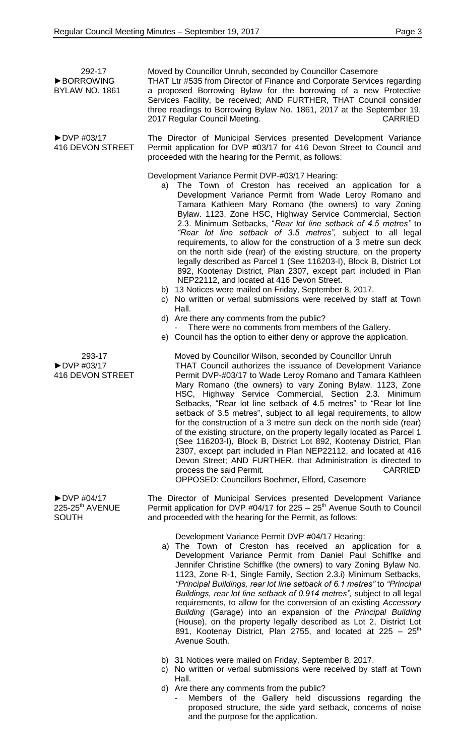292-17
►BORROWING BYLAW NO. 1861

Moved by Councillor Unruh, seconded by Councillor Casemore
THAT Ltr #535 from Director of Finance and Corporate Services regarding a proposed Borrowing Bylaw for the borrowing of a new Protective Services Facility, be received; AND FURTHER, THAT Council consider three readings to Borrowing Bylaw No. 1861, 2017 at the September 19, 2017 Regular Council Meeting. CARRIED

►DVP #03/17
416 DEVON STREET

The Director of Municipal Services presented Development Variance Permit application for DVP #03/17 for 416 Devon Street to Council and proceeded with the hearing for the Permit, as follows:

Development Variance Permit DVP-#03/17 Hearing:

a) The Town of Creston has received an application for a Development Variance Permit from Wade Leroy Romano and Tamara Kathleen Mary Romano (the owners) to vary Zoning Bylaw. 1123, Zone HSC, Highway Service Commercial, Section 2.3. Minimum Setbacks, "*Rear lot line setback of 4.5 metres"* to *"Rear lot line setback of 3.5 metres",* subject to all legal requirements, to allow for the construction of a 3 metre sun deck on the north side (rear) of the existing structure, on the property legally described as Parcel 1 (See 116203-I), Block B, District Lot 892, Kootenay District, Plan 2307, except part included in Plan NEP22112, and located at 416 Devon Street.
b) 13 Notices were mailed on Friday, September 8, 2017.
c) No written or verbal submissions were received by staff at Town Hall.
d) Are there any comments from the public?
   - There were no comments from members of the Gallery.
e) Council has the option to either deny or approve the application.

293-17
►DVP #03/17
416 DEVON STREET

Moved by Councillor Wilson, seconded by Councillor Unruh
THAT Council authorizes the issuance of Development Variance Permit DVP-#03/17 to Wade Leroy Romano and Tamara Kathleen Mary Romano (the owners) to vary Zoning Bylaw. 1123, Zone HSC, Highway Service Commercial, Section 2.3. Minimum Setbacks, "Rear lot line setback of 4.5 metres" to "Rear lot line setback of 3.5 metres", subject to all legal requirements, to allow for the construction of a 3 metre sun deck on the north side (rear) of the existing structure, on the property legally located as Parcel 1 (See 116203-I), Block B, District Lot 892, Kootenay District, Plan 2307, except part included in Plan NEP22112, and located at 416 Devon Street; AND FURTHER, that Administration is directed to process the said Permit. CARRIED
OPPOSED: Councillors Boehmer, Elford, Casemore

►DVP #04/17
225-25th AVENUE SOUTH

The Director of Municipal Services presented Development Variance Permit application for DVP #04/17 for 225 – 25th Avenue South to Council and proceeded with the hearing for the Permit, as follows:

Development Variance Permit DVP #04/17 Hearing:

a) The Town of Creston has received an application for a Development Variance Permit from Daniel Paul Schiffke and Jennifer Christine Schiffke (the owners) to vary Zoning Bylaw No. 1123, Zone R-1, Single Family, Section 2.3.i) Minimum Setbacks, *"Principal Buildings, rear lot line setback of 6.1 metres"* to *"Principal Buildings, rear lot line setback of 0.914 metres",* subject to all legal requirements, to allow for the conversion of an existing *Accessory Building* (Garage) into an expansion of the *Principal Building* (House), on the property legally described as Lot 2, District Lot 891, Kootenay District, Plan 2755, and located at 225 – 25th Avenue South.
b) 31 Notices were mailed on Friday, September 8, 2017.
c) No written or verbal submissions were received by staff at Town Hall.
d) Are there any comments from the public?
   - Members of the Gallery held discussions regarding the proposed structure, the side yard setback, concerns of noise and the purpose for the application.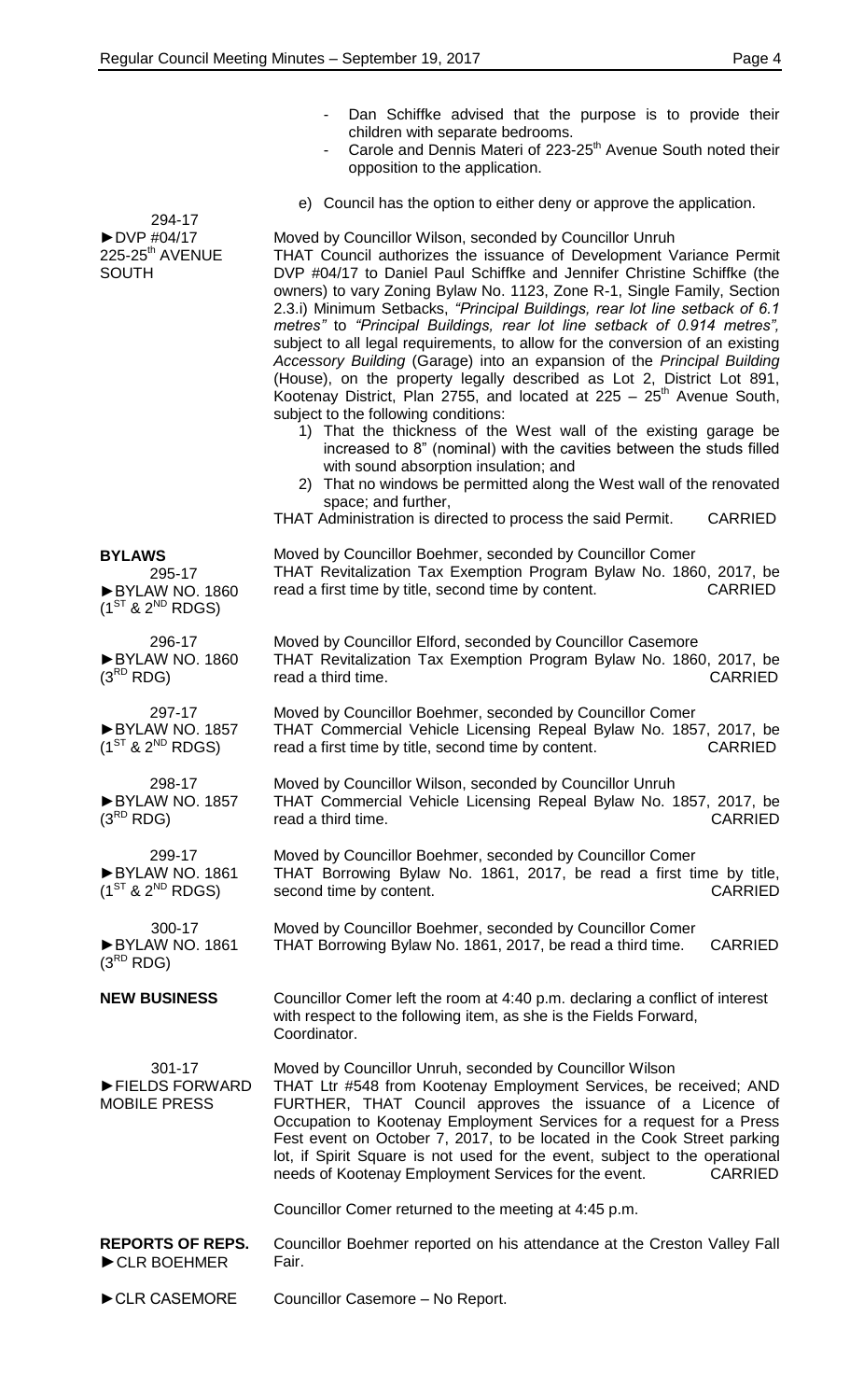- Dan Schiffke advised that the purpose is to provide their children with separate bedrooms.
- Carole and Dennis Materi of 223-25th Avenue South noted their opposition to the application.

e) Council has the option to either deny or approve the application.

**294-17**
**►DVP #04/17 225-25th AVENUE SOUTH**

Moved by Councillor Wilson, seconded by Councillor Unruh
THAT Council authorizes the issuance of Development Variance Permit DVP #04/17 to Daniel Paul Schiffke and Jennifer Christine Schiffke (the owners) to vary Zoning Bylaw No. 1123, Zone R-1, Single Family, Section 2.3.i) Minimum Setbacks, *"Principal Buildings, rear lot line setback of 6.1 metres"* to *"Principal Buildings, rear lot line setback of 0.914 metres"*, subject to all legal requirements, to allow for the conversion of an existing *Accessory Building* (Garage) into an expansion of the *Principal Building* (House), on the property legally described as Lot 2, District Lot 891, Kootenay District, Plan 2755, and located at 225 – 25th Avenue South, subject to the following conditions:

1) That the thickness of the West wall of the existing garage be increased to 8" (nominal) with the cavities between the studs filled with sound absorption insulation; and
2) That no windows be permitted along the West wall of the renovated space; and further,

THAT Administration is directed to process the said Permit. CARRIED

## BYLAWS

**295-17**
**►BYLAW NO. 1860 (1ST & 2ND RDGS)**

Moved by Councillor Boehmer, seconded by Councillor Comer
THAT Revitalization Tax Exemption Program Bylaw No. 1860, 2017, be read a first time by title, second time by content. CARRIED

**296-17**
**►BYLAW NO. 1860 (3RD RDG)**

Moved by Councillor Elford, seconded by Councillor Casemore
THAT Revitalization Tax Exemption Program Bylaw No. 1860, 2017, be read a third time. CARRIED

**297-17**
**►BYLAW NO. 1857 (1ST & 2ND RDGS)**

Moved by Councillor Boehmer, seconded by Councillor Comer
THAT Commercial Vehicle Licensing Repeal Bylaw No. 1857, 2017, be read a first time by title, second time by content. CARRIED

**298-17**
**►BYLAW NO. 1857 (3RD RDG)**

Moved by Councillor Wilson, seconded by Councillor Unruh
THAT Commercial Vehicle Licensing Repeal Bylaw No. 1857, 2017, be read a third time. CARRIED

**299-17**
**►BYLAW NO. 1861 (1ST & 2ND RDGS)**

Moved by Councillor Boehmer, seconded by Councillor Comer
THAT Borrowing Bylaw No. 1861, 2017, be read a first time by title, second time by content. CARRIED

**300-17**
**►BYLAW NO. 1861 (3RD RDG)**

Moved by Councillor Boehmer, seconded by Councillor Comer
THAT Borrowing Bylaw No. 1861, 2017, be read a third time. CARRIED

## NEW BUSINESS

Councillor Comer left the room at 4:40 p.m. declaring a conflict of interest with respect to the following item, as she is the Fields Forward, Coordinator.

**301-17**
**►FIELDS FORWARD MOBILE PRESS**

Moved by Councillor Unruh, seconded by Councillor Wilson
THAT Ltr #548 from Kootenay Employment Services, be received; AND FURTHER, THAT Council approves the issuance of a Licence of Occupation to Kootenay Employment Services for a request for a Press Fest event on October 7, 2017, to be located in the Cook Street parking lot, if Spirit Square is not used for the event, subject to the operational needs of Kootenay Employment Services for the event. CARRIED

Councillor Comer returned to the meeting at 4:45 p.m.

## REPORTS OF REPS.

**►CLR BOEHMER**

Councillor Boehmer reported on his attendance at the Creston Valley Fall Fair.

**►CLR CASEMORE**

Councillor Casemore – No Report.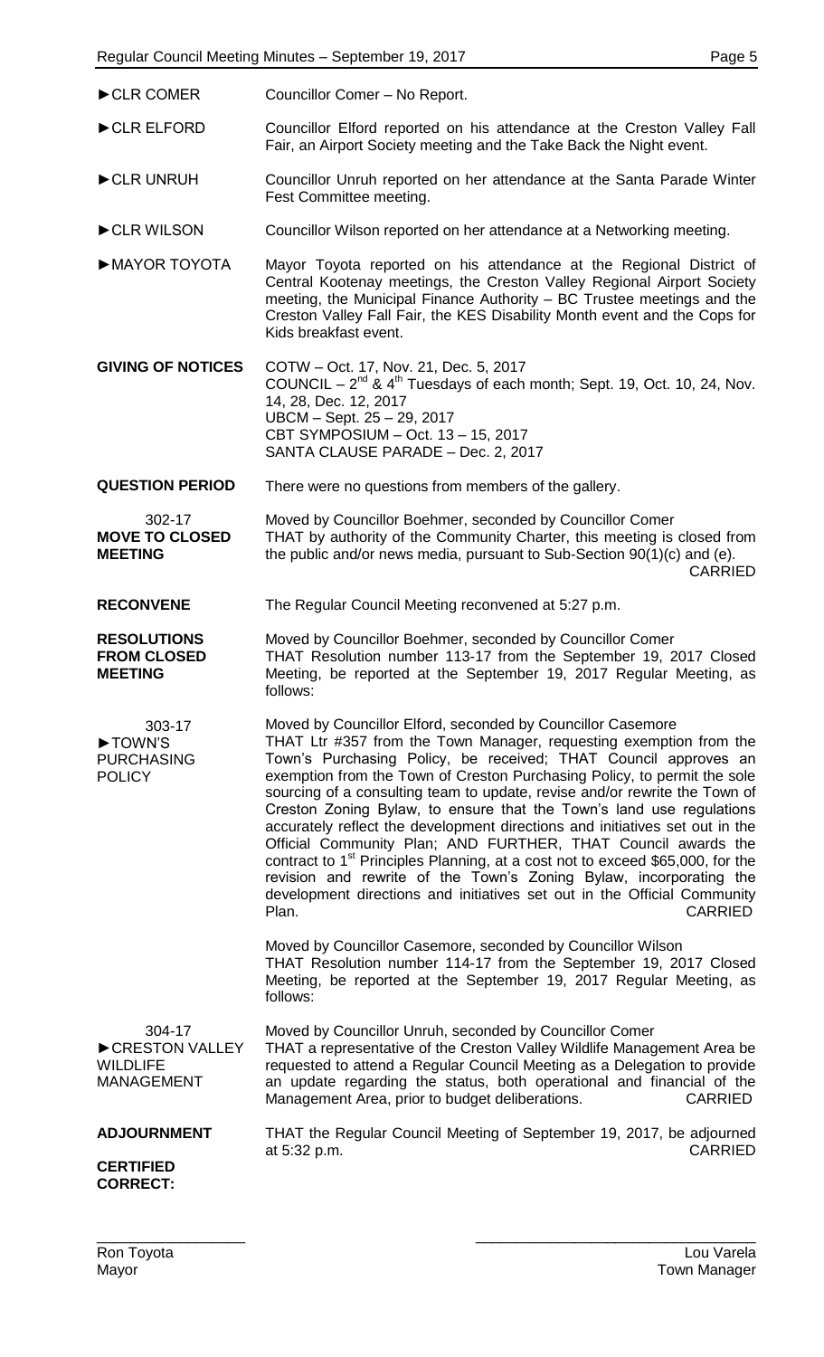**►CLR COMER** Councillor Comer – No Report.

**►CLR ELFORD** Councillor Elford reported on his attendance at the Creston Valley Fall Fair, an Airport Society meeting and the Take Back the Night event.

**►CLR UNRUH** Councillor Unruh reported on her attendance at the Santa Parade Winter Fest Committee meeting.

**►CLR WILSON** Councillor Wilson reported on her attendance at a Networking meeting.

**►MAYOR TOYOTA** Mayor Toyota reported on his attendance at the Regional District of Central Kootenay meetings, the Creston Valley Regional Airport Society meeting, the Municipal Finance Authority – BC Trustee meetings and the Creston Valley Fall Fair, the KES Disability Month event and the Cops for Kids breakfast event.

**GIVING OF NOTICES**

COTW – Oct. 17, Nov. 21, Dec. 5, 2017
COUNCIL – 2nd & 4th Tuesdays of each month; Sept. 19, Oct. 10, 24, Nov. 14, 28, Dec. 12, 2017
UBCM – Sept. 25 – 29, 2017
CBT SYMPOSIUM – Oct. 13 – 15, 2017
SANTA CLAUSE PARADE – Dec. 2, 2017

**QUESTION PERIOD** There were no questions from members of the gallery.

**302-17**
**MOVE TO CLOSED MEETING**

Moved by Councillor Boehmer, seconded by Councillor Comer
THAT by authority of the Community Charter, this meeting is closed from the public and/or news media, pursuant to Sub-Section 90(1)(c) and (e).
CARRIED

**RECONVENE** The Regular Council Meeting reconvened at 5:27 p.m.

**RESOLUTIONS FROM CLOSED MEETING**

Moved by Councillor Boehmer, seconded by Councillor Comer
THAT Resolution number 113-17 from the September 19, 2017 Closed Meeting, be reported at the September 19, 2017 Regular Meeting, as follows:

**303-17**
**►TOWN'S PURCHASING POLICY**

Moved by Councillor Elford, seconded by Councillor Casemore
THAT Ltr #357 from the Town Manager, requesting exemption from the Town's Purchasing Policy, be received; THAT Council approves an exemption from the Town of Creston Purchasing Policy, to permit the sole sourcing of a consulting team to update, revise and/or rewrite the Town of Creston Zoning Bylaw, to ensure that the Town's land use regulations accurately reflect the development directions and initiatives set out in the Official Community Plan; AND FURTHER, THAT Council awards the contract to 1st Principles Planning, at a cost not to exceed $65,000, for the revision and rewrite of the Town's Zoning Bylaw, incorporating the development directions and initiatives set out in the Official Community Plan.
CARRIED

Moved by Councillor Casemore, seconded by Councillor Wilson
THAT Resolution number 114-17 from the September 19, 2017 Closed Meeting, be reported at the September 19, 2017 Regular Meeting, as follows:

**304-17**
**►CRESTON VALLEY WILDLIFE MANAGEMENT**

Moved by Councillor Unruh, seconded by Councillor Comer
THAT a representative of the Creston Valley Wildlife Management Area be requested to attend a Regular Council Meeting as a Delegation to provide an update regarding the status, both operational and financial of the Management Area, prior to budget deliberations.
CARRIED

**ADJOURNMENT** THAT the Regular Council Meeting of September 19, 2017, be adjourned at 5:32 p.m.
CARRIED

**CERTIFIED CORRECT:**

\_\_\_\_\_\_\_\_\_\_\_\_\_\_\_\_\_\_
Ron Toyota
Mayor

\_\_\_\_\_\_\_\_\_\_\_\_\_\_\_\_\_\_
Lou Varela
Town Manager